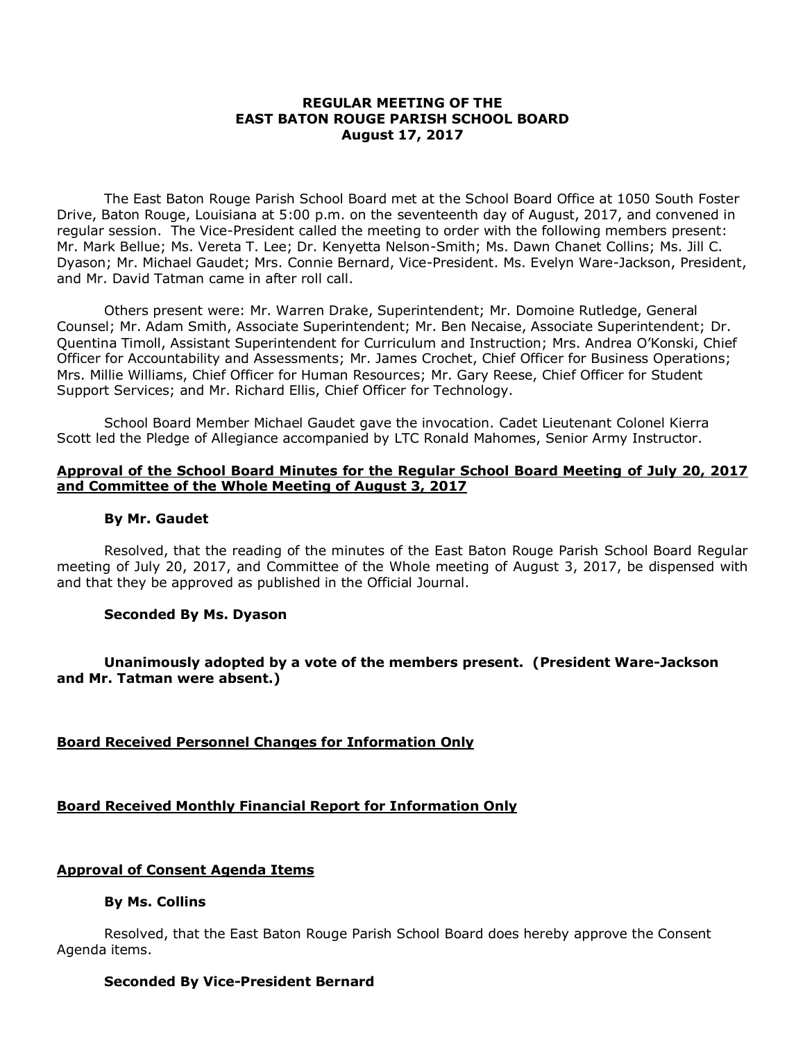**REGULAR MEETING OF THE**
**EAST BATON ROUGE PARISH SCHOOL BOARD**
**August 17, 2017**

The East Baton Rouge Parish School Board met at the School Board Office at 1050 South Foster Drive, Baton Rouge, Louisiana at 5:00 p.m. on the seventeenth day of August, 2017, and convened in regular session. The Vice-President called the meeting to order with the following members present: Mr. Mark Bellue; Ms. Vereta T. Lee; Dr. Kenyetta Nelson-Smith; Ms. Dawn Chanet Collins; Ms. Jill C. Dyason; Mr. Michael Gaudet; Mrs. Connie Bernard, Vice-President. Ms. Evelyn Ware-Jackson, President, and Mr. David Tatman came in after roll call.

Others present were: Mr. Warren Drake, Superintendent; Mr. Domoine Rutledge, General Counsel; Mr. Adam Smith, Associate Superintendent; Mr. Ben Necaise, Associate Superintendent; Dr. Quentina Timoll, Assistant Superintendent for Curriculum and Instruction; Mrs. Andrea O'Konski, Chief Officer for Accountability and Assessments; Mr. James Crochet, Chief Officer for Business Operations; Mrs. Millie Williams, Chief Officer for Human Resources; Mr. Gary Reese, Chief Officer for Student Support Services; and Mr. Richard Ellis, Chief Officer for Technology.

School Board Member Michael Gaudet gave the invocation. Cadet Lieutenant Colonel Kierra Scott led the Pledge of Allegiance accompanied by LTC Ronald Mahomes, Senior Army Instructor.

**Approval of the School Board Minutes for the Regular School Board Meeting of July 20, 2017 and Committee of the Whole Meeting of August 3, 2017**

**By Mr. Gaudet**

Resolved, that the reading of the minutes of the East Baton Rouge Parish School Board Regular meeting of July 20, 2017, and Committee of the Whole meeting of August 3, 2017, be dispensed with and that they be approved as published in the Official Journal.

**Seconded By Ms. Dyason**

**Unanimously adopted by a vote of the members present. (President Ware-Jackson and Mr. Tatman were absent.)**

**Board Received Personnel Changes for Information Only**

**Board Received Monthly Financial Report for Information Only**

**Approval of Consent Agenda Items**

**By Ms. Collins**

Resolved, that the East Baton Rouge Parish School Board does hereby approve the Consent Agenda items.

**Seconded By Vice-President Bernard**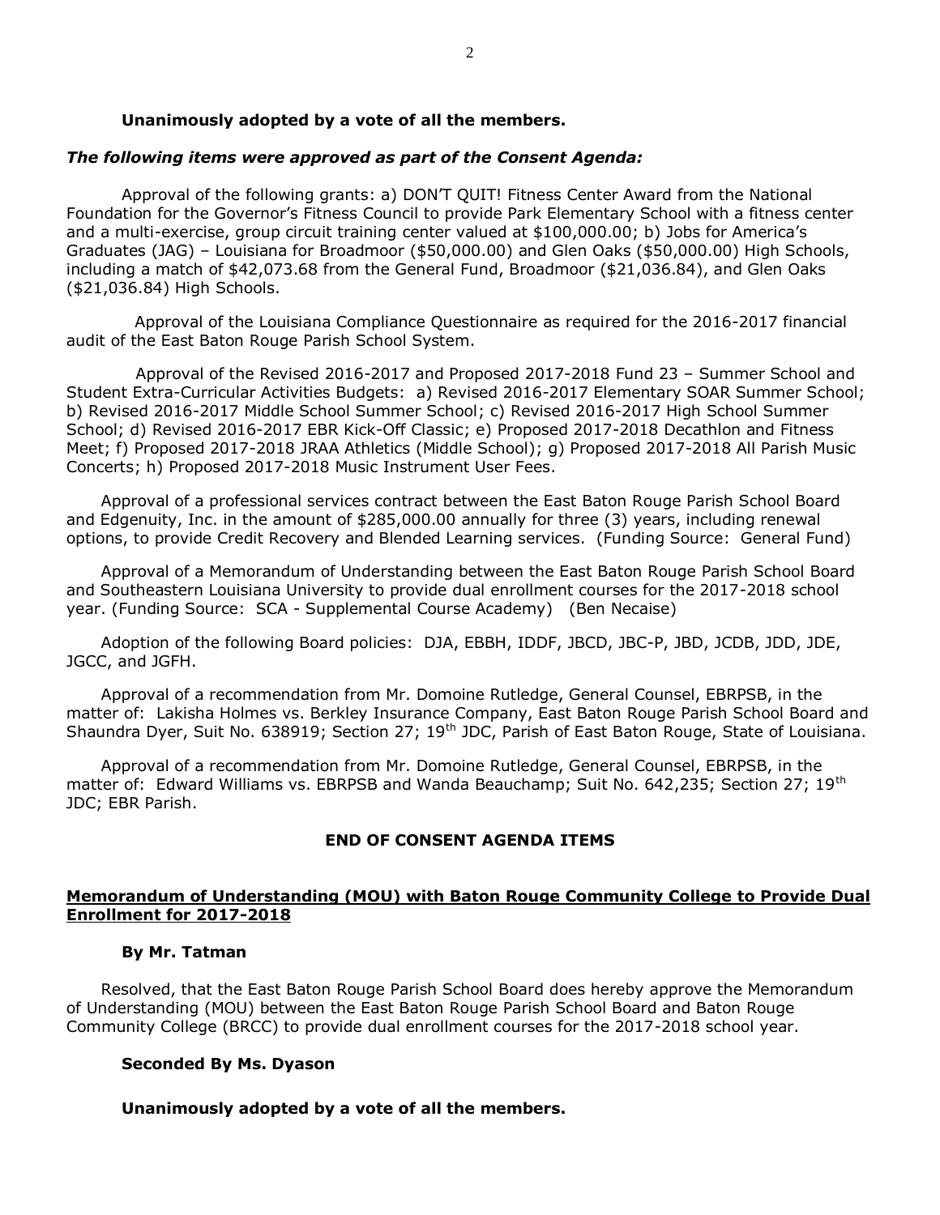**Unanimously adopted by a vote of all the members.**

***The following items were approved as part of the Consent Agenda:***

Approval of the following grants: a) DON'T QUIT! Fitness Center Award from the National Foundation for the Governor's Fitness Council to provide Park Elementary School with a fitness center and a multi-exercise, group circuit training center valued at $100,000.00; b) Jobs for America's Graduates (JAG) – Louisiana for Broadmoor ($50,000.00) and Glen Oaks ($50,000.00) High Schools, including a match of $42,073.68 from the General Fund, Broadmoor ($21,036.84), and Glen Oaks ($21,036.84) High Schools.

Approval of the Louisiana Compliance Questionnaire as required for the 2016-2017 financial audit of the East Baton Rouge Parish School System.

Approval of the Revised 2016-2017 and Proposed 2017-2018 Fund 23 – Summer School and Student Extra-Curricular Activities Budgets: a) Revised 2016-2017 Elementary SOAR Summer School; b) Revised 2016-2017 Middle School Summer School; c) Revised 2016-2017 High School Summer School; d) Revised 2016-2017 EBR Kick-Off Classic; e) Proposed 2017-2018 Decathlon and Fitness Meet; f) Proposed 2017-2018 JRAA Athletics (Middle School); g) Proposed 2017-2018 All Parish Music Concerts; h) Proposed 2017-2018 Music Instrument User Fees.

Approval of a professional services contract between the East Baton Rouge Parish School Board and Edgenuity, Inc. in the amount of $285,000.00 annually for three (3) years, including renewal options, to provide Credit Recovery and Blended Learning services. (Funding Source: General Fund)

Approval of a Memorandum of Understanding between the East Baton Rouge Parish School Board and Southeastern Louisiana University to provide dual enrollment courses for the 2017-2018 school year. (Funding Source: SCA - Supplemental Course Academy) (Ben Necaise)

Adoption of the following Board policies: DJA, EBBH, IDDF, JBCD, JBC-P, JBD, JCDB, JDD, JDE, JGCC, and JGFH.

Approval of a recommendation from Mr. Domoine Rutledge, General Counsel, EBRPSB, in the matter of: Lakisha Holmes vs. Berkley Insurance Company, East Baton Rouge Parish School Board and Shaundra Dyer, Suit No. 638919; Section 27; 19th JDC, Parish of East Baton Rouge, State of Louisiana.

Approval of a recommendation from Mr. Domoine Rutledge, General Counsel, EBRPSB, in the matter of: Edward Williams vs. EBRPSB and Wanda Beauchamp; Suit No. 642,235; Section 27; 19th JDC; EBR Parish.

**END OF CONSENT AGENDA ITEMS**

**Memorandum of Understanding (MOU) with Baton Rouge Community College to Provide Dual Enrollment for 2017-2018**

**By Mr. Tatman**

Resolved, that the East Baton Rouge Parish School Board does hereby approve the Memorandum of Understanding (MOU) between the East Baton Rouge Parish School Board and Baton Rouge Community College (BRCC) to provide dual enrollment courses for the 2017-2018 school year.

**Seconded By Ms. Dyason**

**Unanimously adopted by a vote of all the members.**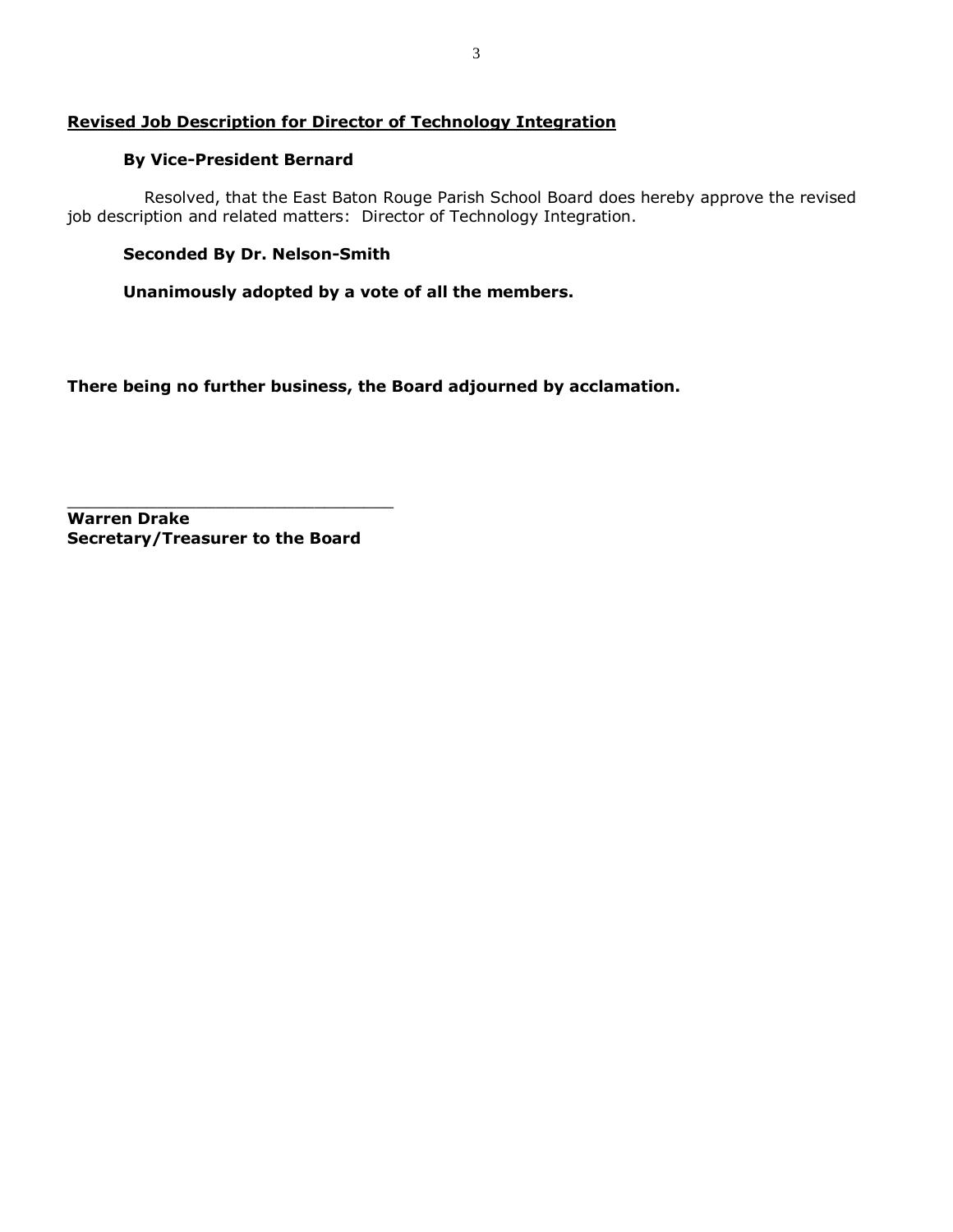**<u>Revised Job Description for Director of Technology Integration</u>**

**By Vice-President Bernard**

Resolved, that the East Baton Rouge Parish School Board does hereby approve the revised job description and related matters: Director of Technology Integration.

**Seconded By Dr. Nelson-Smith**

**Unanimously adopted by a vote of all the members.**

**There being no further business, the Board adjourned by acclamation.**

_________________________________

**Warren Drake**
**Secretary/Treasurer to the Board**